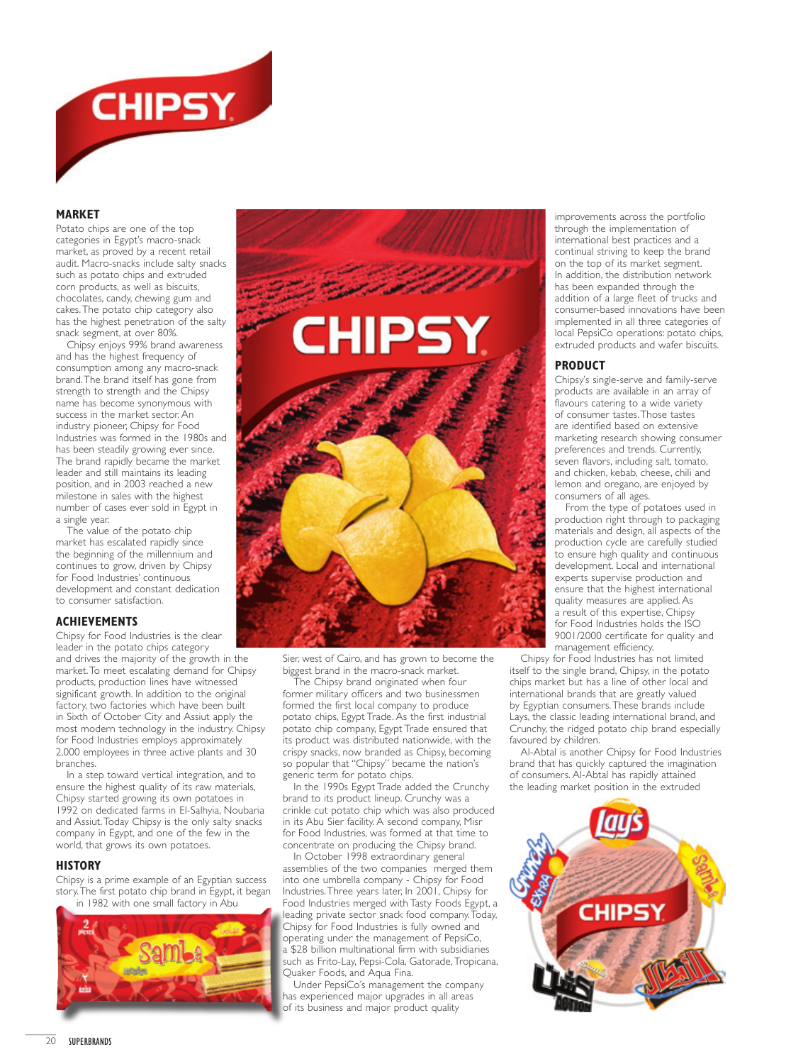# CHIPSY

## MARKET

Potato chips are one of the top categories in Egypt's macro-snack market, as proved by a recent retail audit. Macro-snacks include salty snacks such as potato chips and extruded corn products, as well as biscuits, chocolates, candy, chewing gum and cakes. The potato chip category also has the highest penetration of the salty snack segment, at over 80%.

Chipsy enjoys 99% brand awareness and has the highest frequency of consumption among any macro-snack brand. The brand itself has gone from strength to strength and the Chipsy name has become synonymous with success in the market sector. An industry pioneer, Chipsy for Food Industries was formed in the 1980s and has been steadily growing ever since. The brand rapidly became the market leader and still maintains its leading position, and in 2003 reached a new milestone in sales with the highest number of cases ever sold in Egypt in a single year.

The value of the potato chip market has escalated rapidly since the beginning of the millennium and continues to grow, driven by Chipsy for Food Industries' continuous development and constant dedication to consumer satisfaction.

## ACHIEVEMENTS

Chipsy for Food Industries is the clear leader in the potato chips category and drives the majority of the growth in the market. To meet escalating demand for Chipsy products, production lines have witnessed significant growth. In addition to the original factory, two factories which have been built in Sixth of October City and Assiut apply the most modern technology in the industry. Chipsy for Food Industries employs approximately 2,000 employees in three active plants and 30 branches.

In a step toward vertical integration, and to ensure the highest quality of its raw materials, Chipsy started growing its own potatoes in 1992 on dedicated farms in El-Salhyia, Noubaria and Assiut. Today Chipsy is the only salty snacks company in Egypt, and one of the few in the world, that grows its own potatoes.

## HISTORY

Chipsy is a prime example of an Egyptian success story. The first potato chip brand in Egypt, it began in 1982 with one small factory in Abu Sier, west of Cairo, and has grown to become the biggest brand in the macro-snack market.

The Chipsy brand originated when four former military officers and two businessmen formed the first local company to produce potato chips, Egypt Trade. As the first industrial potato chip company, Egypt Trade ensured that its product was distributed nationwide, with the crispy snacks, now branded as Chipsy, becoming so popular that "Chipsy" became the nation's generic term for potato chips.

In the 1990s Egypt Trade added the Crunchy brand to its product lineup. Crunchy was a crinkle cut potato chip which was also produced in its Abu Sier facility. A second company, Misr for Food Industries, was formed at that time to concentrate on producing the Chipsy brand.

In October 1998 extraordinary general assemblies of the two companies merged them into one umbrella company - Chipsy for Food Industries. Three years later, In 2001, Chipsy for Food Industries merged with Tasty Foods Egypt, a leading private sector snack food company. Today, Chipsy for Food Industries is fully owned and operating under the management of PepsiCo, a $28 billion multinational firm with subsidiaries such as Frito-Lay, Pepsi-Cola, Gatorade, Tropicana, Quaker Foods, and Aqua Fina.

Under PepsiCo's management the company has experienced major upgrades in all areas of its business and major product quality improvements across the portfolio through the implementation of international best practices and a continual striving to keep the brand on the top of its market segment. In addition, the distribution network has been expanded through the addition of a large fleet of trucks and consumer-based innovations have been implemented in all three categories of local PepsiCo operations: potato chips, extruded products and wafer biscuits.

## PRODUCT

Chipsy's single-serve and family-serve products are available in an array of flavours catering to a wide variety of consumer tastes. Those tastes are identified based on extensive marketing research showing consumer preferences and trends. Currently, seven flavors, including salt, tomato, and chicken, kebab, cheese, chili and lemon and oregano, are enjoyed by consumers of all ages.

From the type of potatoes used in production right through to packaging materials and design, all aspects of the production cycle are carefully studied to ensure high quality and continuous development. Local and international experts supervise production and ensure that the highest international quality measures are applied. As a result of this expertise, Chipsy for Food Industries holds the ISO 9001/2000 certificate for quality and management efficiency.

Chipsy for Food Industries has not limited itself to the single brand, Chipsy, in the potato chips market but has a line of other local and international brands that are greatly valued by Egyptian consumers. These brands include Lays, the classic leading international brand, and Crunchy, the ridged potato chip brand especially favoured by children.

Al-Abtal is another Chipsy for Food Industries brand that has quickly captured the imagination of consumers. Al-Abtal has rapidly attained the leading market position in the extruded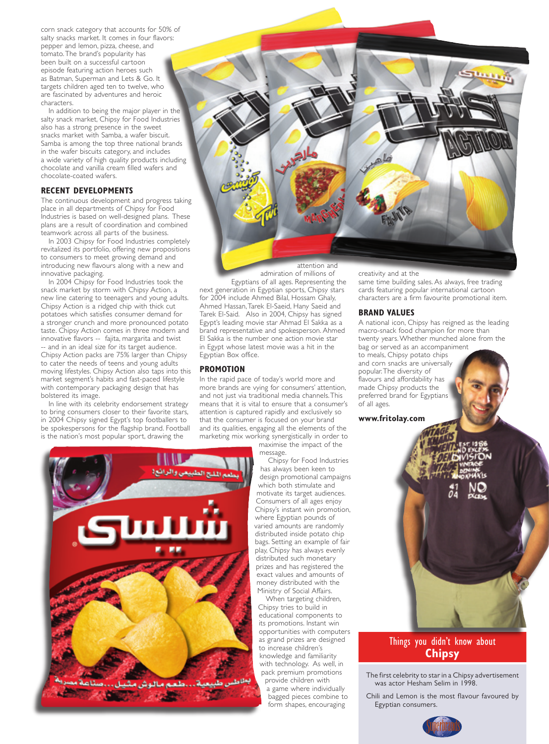corn snack category that accounts for 50% of salty snacks market. It comes in four flavors: pepper and lemon, pizza, cheese, and tomato. The brand's popularity has been built on a successful cartoon episode featuring action heroes such as Batman, Superman and Lets & Go. It targets children aged ten to twelve, who are fascinated by adventures and heroic characters.

In addition to being the major player in the salty snack market, Chipsy for Food Industries also has a strong presence in the sweet snacks market with Samba, a wafer biscuit. Samba is among the top three national brands in the wafer biscuits category, and includes a wide variety of high quality products including chocolate and vanilla cream filled wafers and chocolate-coated wafers.

## RECENT DEVELOPMENTS

The continuous development and progress taking place in all departments of Chipsy for Food Industries is based on well-designed plans. These plans are a result of coordination and combined teamwork across all parts of the business.

In 2003 Chipsy for Food Industries completely revitalized its portfolio, offering new propositions to consumers to meet growing demand and introducing new flavours along with a new and innovative packaging.

In 2004 Chipsy for Food Industries took the snack market by storm with Chipsy Action, a new line catering to teenagers and young adults. Chipsy Action is a ridged chip with thick cut potatoes which satisfies consumer demand for a stronger crunch and more pronounced potato taste. Chipsy Action comes in three modern and innovative flavors -- fajita, margarita and twist -- and in an ideal size for its target audience. Chipsy Action packs are 75% larger than Chipsy to cater the needs of teens and young adults moving lifestyles. Chipsy Action also taps into this market segment's habits and fast-paced lifestyle with contemporary packaging design that has bolstered its image.

In line with its celebrity endorsement strategy to bring consumers closer to their favorite stars, in 2004 Chipsy signed Egypt's top footballers to be spokespersons for the flagship brand. Football is the nation's most popular sport, drawing the attention and admiration of millions of Egyptians of all ages. Representing the next generation in Egyptian sports, Chipsy stars for 2004 include Ahmed Bilal, Hossam Ghaly, Ahmed Hassan, Tarek El-Saeid, Hany Saeid and Tarek El-Said. Also in 2004, Chipsy has signed Egypt's leading movie star Ahmad El Sakka as a brand representative and spokesperson. Ahmed El Sakka is the number one action movie star in Egypt whose latest movie was a hit in the Egyptian Box office.

## PROMOTION

In the rapid pace of today's world more and more brands are vying for consumers' attention, and not just via traditional media channels. This means that it is vital to ensure that a consumer's attention is captured rapidly and exclusively so that the consumer is focused on your brand and its qualities, engaging all the elements of the marketing mix working synergistically in order to maximise the impact of the message.

Chipsy for Food Industries has always been keen to design promotional campaigns which both stimulate and motivate its target audiences. Consumers of all ages enjoy Chipsy's instant win promotion, where Egyptian pounds of varied amounts are randomly distributed inside potato chip bags. Setting an example of fair play, Chipsy has always evenly distributed such monetary prizes and has registered the exact values and amounts of money distributed with the Ministry of Social Affairs.

When targeting children, Chipsy tries to build in educational components to its promotions. Instant win opportunities with computers as grand prizes are designed to increase children's knowledge and familiarity with technology. As well, in pack premium promotions provide children with a game where individually bagged pieces combine to form shapes, encouraging creativity and at the same time building sales. As always, free trading cards featuring popular international cartoon characters are a firm favourite promotional item.

## BRAND VALUES

A national icon, Chipsy has reigned as the leading macro-snack food champion for more than twenty years. Whether munched alone from the bag or served as an accompaniment to meals, Chipsy potato chips and corn snacks are universally popular. The diversity of flavours and affordability has made Chipsy products the preferred brand for Egyptians of all ages.

**www.fritolay.com**

## Things you didn't know about **Chipsy**

The first celebrity to star in a Chipsy advertisement was actor Hesham Selim in 1998.

Chili and Lemon is the most flavour favoured by Egyptian consumers.